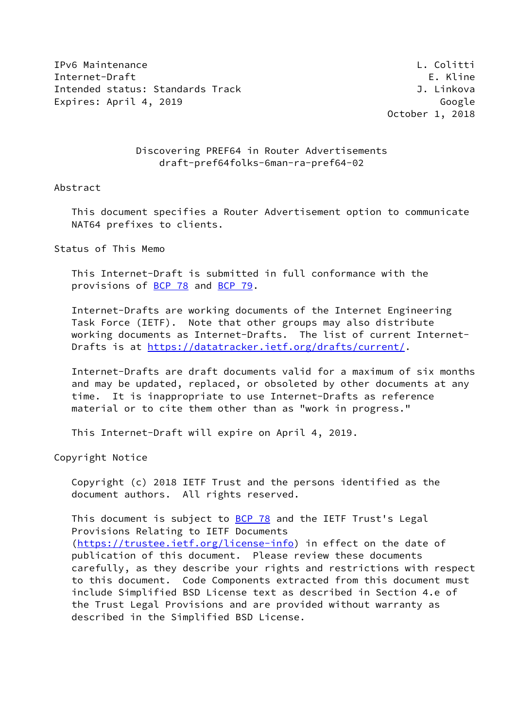IPv6 Maintenance                                              L. Colitti
Internet-Draft                                                  E. Kline
Intended status: Standards Track                              J. Linkova
Expires: April 4, 2019                                            Google
                                                         October 1, 2018

# Discovering PREF64 in Router Advertisements
## draft-pref64folks-6man-ra-pref64-02

## Abstract

This document specifies a Router Advertisement option to communicate NAT64 prefixes to clients.

## Status of This Memo

This Internet-Draft is submitted in full conformance with the provisions of BCP 78 and BCP 79.

Internet-Drafts are working documents of the Internet Engineering Task Force (IETF). Note that other groups may also distribute working documents as Internet-Drafts. The list of current Internet-Drafts is at https://datatracker.ietf.org/drafts/current/.

Internet-Drafts are draft documents valid for a maximum of six months and may be updated, replaced, or obsoleted by other documents at any time. It is inappropriate to use Internet-Drafts as reference material or to cite them other than as "work in progress."

This Internet-Draft will expire on April 4, 2019.

## Copyright Notice

Copyright (c) 2018 IETF Trust and the persons identified as the document authors. All rights reserved.

This document is subject to BCP 78 and the IETF Trust's Legal Provisions Relating to IETF Documents (https://trustee.ietf.org/license-info) in effect on the date of publication of this document. Please review these documents carefully, as they describe your rights and restrictions with respect to this document. Code Components extracted from this document must include Simplified BSD License text as described in Section 4.e of the Trust Legal Provisions and are provided without warranty as described in the Simplified BSD License.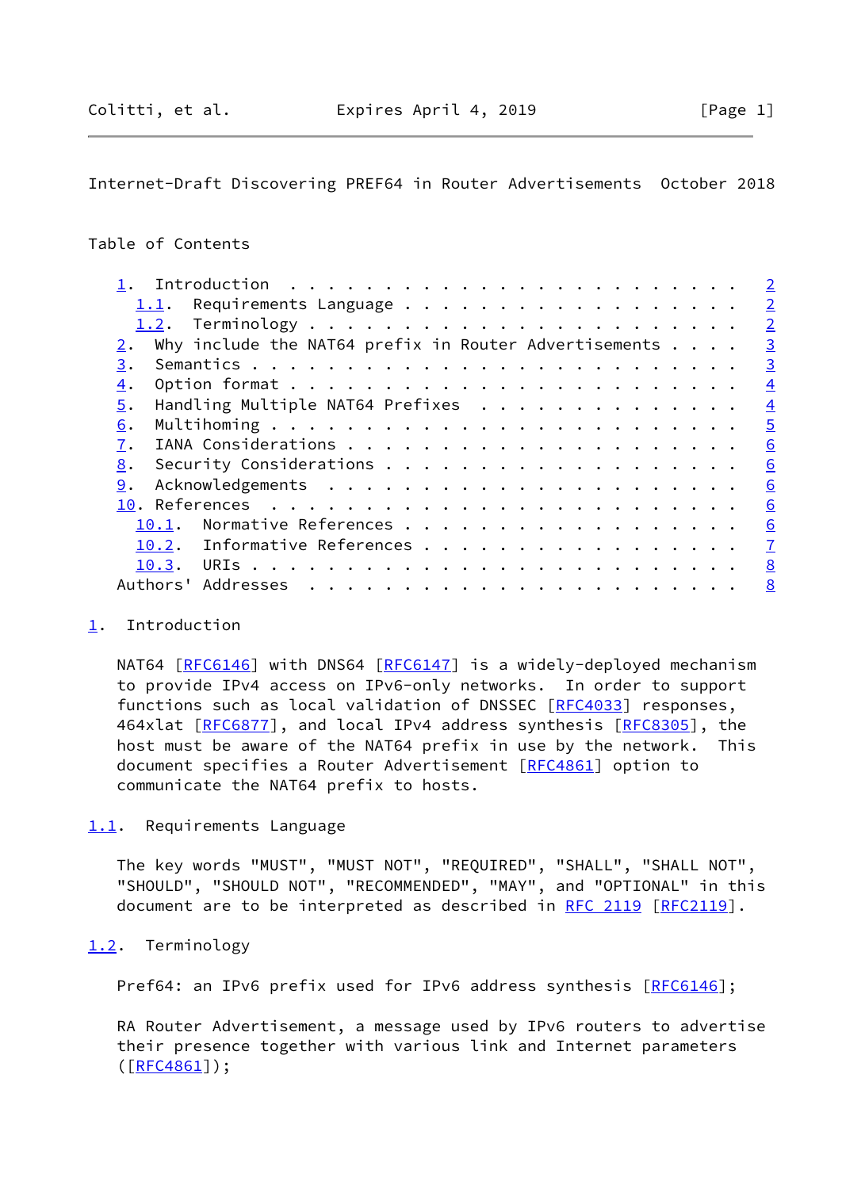Table of Contents

- 1. Introduction . . . . . . . . . . . . . . . . . . . . . . . . 2
  - 1.1. Requirements Language . . . . . . . . . . . . . . . . . . 2
  - 1.2. Terminology . . . . . . . . . . . . . . . . . . . . . . . 2
- 2. Why include the NAT64 prefix in Router Advertisements . . . . 3
- 3. Semantics . . . . . . . . . . . . . . . . . . . . . . . . . . 3
- 4. Option format . . . . . . . . . . . . . . . . . . . . . . . . 4
- 5. Handling Multiple NAT64 Prefixes . . . . . . . . . . . . . . 4
- 6. Multihoming . . . . . . . . . . . . . . . . . . . . . . . . . 5
- 7. IANA Considerations . . . . . . . . . . . . . . . . . . . . . 6
- 8. Security Considerations . . . . . . . . . . . . . . . . . . . 6
- 9. Acknowledgements . . . . . . . . . . . . . . . . . . . . . . 6
- 10. References . . . . . . . . . . . . . . . . . . . . . . . . . 6
  - 10.1. Normative References . . . . . . . . . . . . . . . . . . 6
  - 10.2. Informative References . . . . . . . . . . . . . . . . . 7
  - 10.3. URIs . . . . . . . . . . . . . . . . . . . . . . . . . . 8
- Authors' Addresses . . . . . . . . . . . . . . . . . . . . . . . 8

## 1. Introduction

NAT64 [RFC6146] with DNS64 [RFC6147] is a widely-deployed mechanism to provide IPv4 access on IPv6-only networks. In order to support functions such as local validation of DNSSEC [RFC4033] responses, 464xlat [RFC6877], and local IPv4 address synthesis [RFC8305], the host must be aware of the NAT64 prefix in use by the network. This document specifies a Router Advertisement [RFC4861] option to communicate the NAT64 prefix to hosts.

### 1.1. Requirements Language

The key words "MUST", "MUST NOT", "REQUIRED", "SHALL", "SHALL NOT", "SHOULD", "SHOULD NOT", "RECOMMENDED", "MAY", and "OPTIONAL" in this document are to be interpreted as described in RFC 2119 [RFC2119].

### 1.2. Terminology

Pref64: an IPv6 prefix used for IPv6 address synthesis [RFC6146];

RA Router Advertisement, a message used by IPv6 routers to advertise their presence together with various link and Internet parameters ([RFC4861]);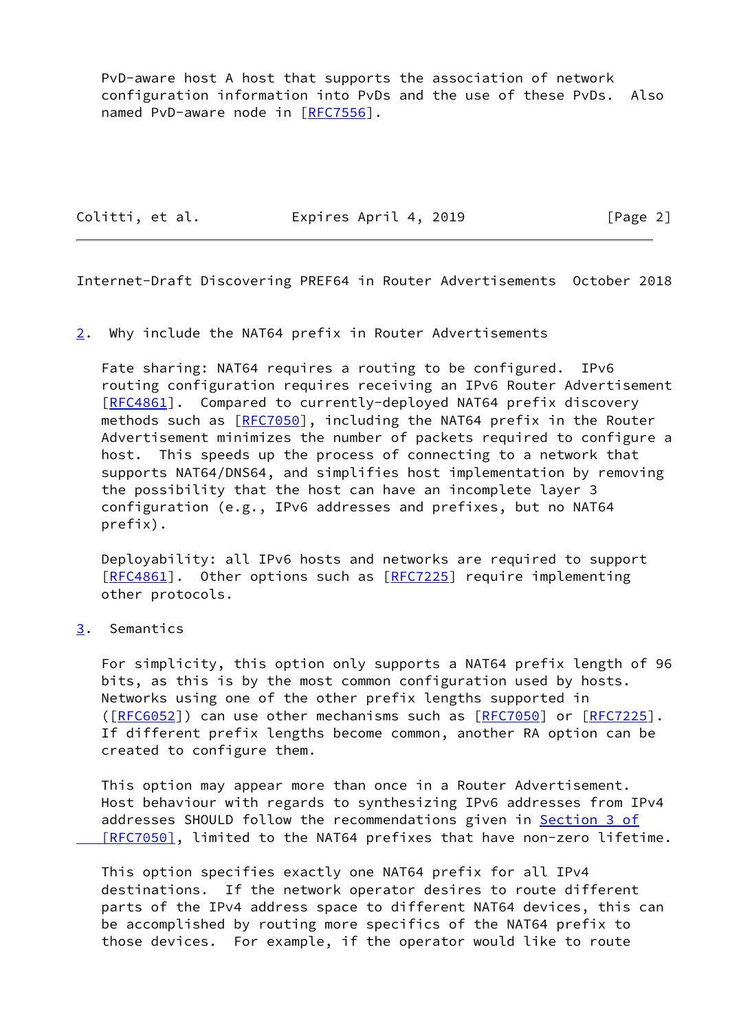PvD-aware host A host that supports the association of network configuration information into PvDs and the use of these PvDs. Also named PvD-aware node in [RFC7556].

## 2. Why include the NAT64 prefix in Router Advertisements

Fate sharing: NAT64 requires a routing to be configured. IPv6 routing configuration requires receiving an IPv6 Router Advertisement [RFC4861]. Compared to currently-deployed NAT64 prefix discovery methods such as [RFC7050], including the NAT64 prefix in the Router Advertisement minimizes the number of packets required to configure a host. This speeds up the process of connecting to a network that supports NAT64/DNS64, and simplifies host implementation by removing the possibility that the host can have an incomplete layer 3 configuration (e.g., IPv6 addresses and prefixes, but no NAT64 prefix).

Deployability: all IPv6 hosts and networks are required to support [RFC4861]. Other options such as [RFC7225] require implementing other protocols.

## 3. Semantics

For simplicity, this option only supports a NAT64 prefix length of 96 bits, as this is by the most common configuration used by hosts. Networks using one of the other prefix lengths supported in ([RFC6052]) can use other mechanisms such as [RFC7050] or [RFC7225]. If different prefix lengths become common, another RA option can be created to configure them.

This option may appear more than once in a Router Advertisement. Host behaviour with regards to synthesizing IPv6 addresses from IPv4 addresses SHOULD follow the recommendations given in Section 3 of [RFC7050], limited to the NAT64 prefixes that have non-zero lifetime.

This option specifies exactly one NAT64 prefix for all IPv4 destinations. If the network operator desires to route different parts of the IPv4 address space to different NAT64 devices, this can be accomplished by routing more specifics of the NAT64 prefix to those devices. For example, if the operator would like to route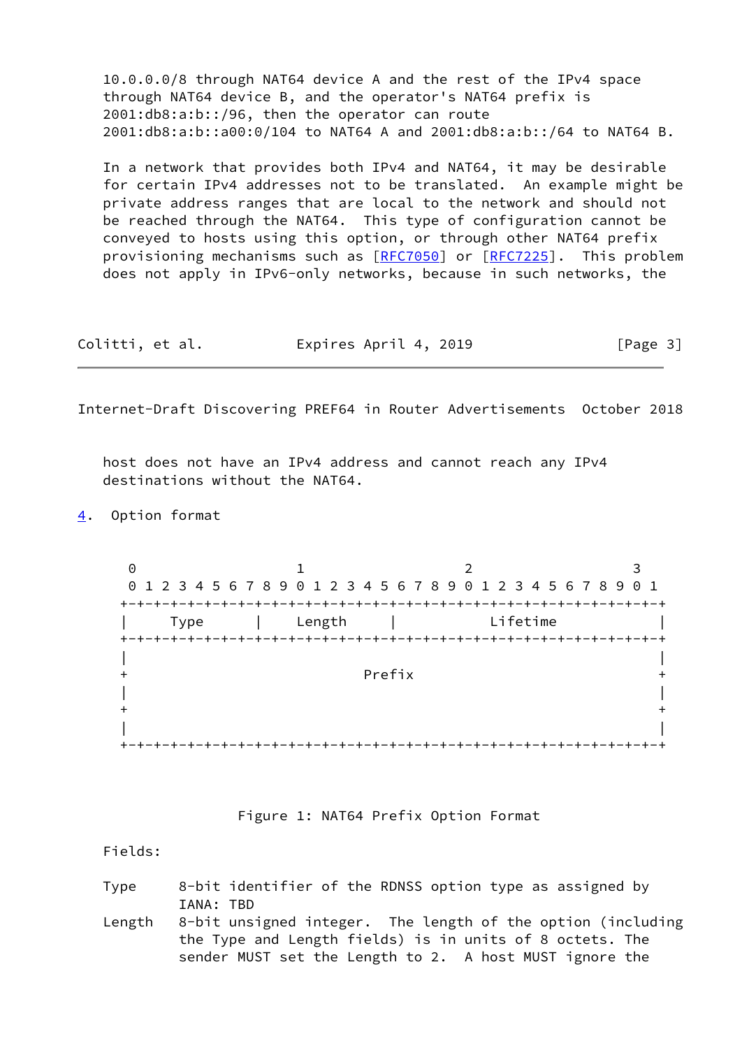10.0.0.0/8 through NAT64 device A and the rest of the IPv4 space through NAT64 device B, and the operator's NAT64 prefix is 2001:db8:a:b::/96, then the operator can route 2001:db8:a:b::a00:0/104 to NAT64 A and 2001:db8:a:b::/64 to NAT64 B.

In a network that provides both IPv4 and NAT64, it may be desirable for certain IPv4 addresses not to be translated. An example might be private address ranges that are local to the network and should not be reached through the NAT64. This type of configuration cannot be conveyed to hosts using this option, or through other NAT64 prefix provisioning mechanisms such as [RFC7050] or [RFC7225]. This problem does not apply in IPv6-only networks, because in such networks, the host does not have an IPv4 address and cannot reach any IPv4 destinations without the NAT64.

## 4. Option format

```
     0                   1                   2                   3
     0 1 2 3 4 5 6 7 8 9 0 1 2 3 4 5 6 7 8 9 0 1 2 3 4 5 6 7 8 9 0 1
    +-+-+-+-+-+-+-+-+-+-+-+-+-+-+-+-+-+-+-+-+-+-+-+-+-+-+-+-+-+-+-+-+
    |     Type      |    Length     |           Lifetime            |
    +-+-+-+-+-+-+-+-+-+-+-+-+-+-+-+-+-+-+-+-+-+-+-+-+-+-+-+-+-+-+-+-+
    |                                                               |
    +                            Prefix                             +
    |                                                               |
    +                                                               +
    |                                                               |
    +-+-+-+-+-+-+-+-+-+-+-+-+-+-+-+-+-+-+-+-+-+-+-+-+-+-+-+-+-+-+-+-+
```

Figure 1: NAT64 Prefix Option Format

Fields:

Type
: 8-bit identifier of the RDNSS option type as assigned by IANA: TBD

Length
: 8-bit unsigned integer. The length of the option (including the Type and Length fields) is in units of 8 octets. The sender MUST set the Length to 2. A host MUST ignore the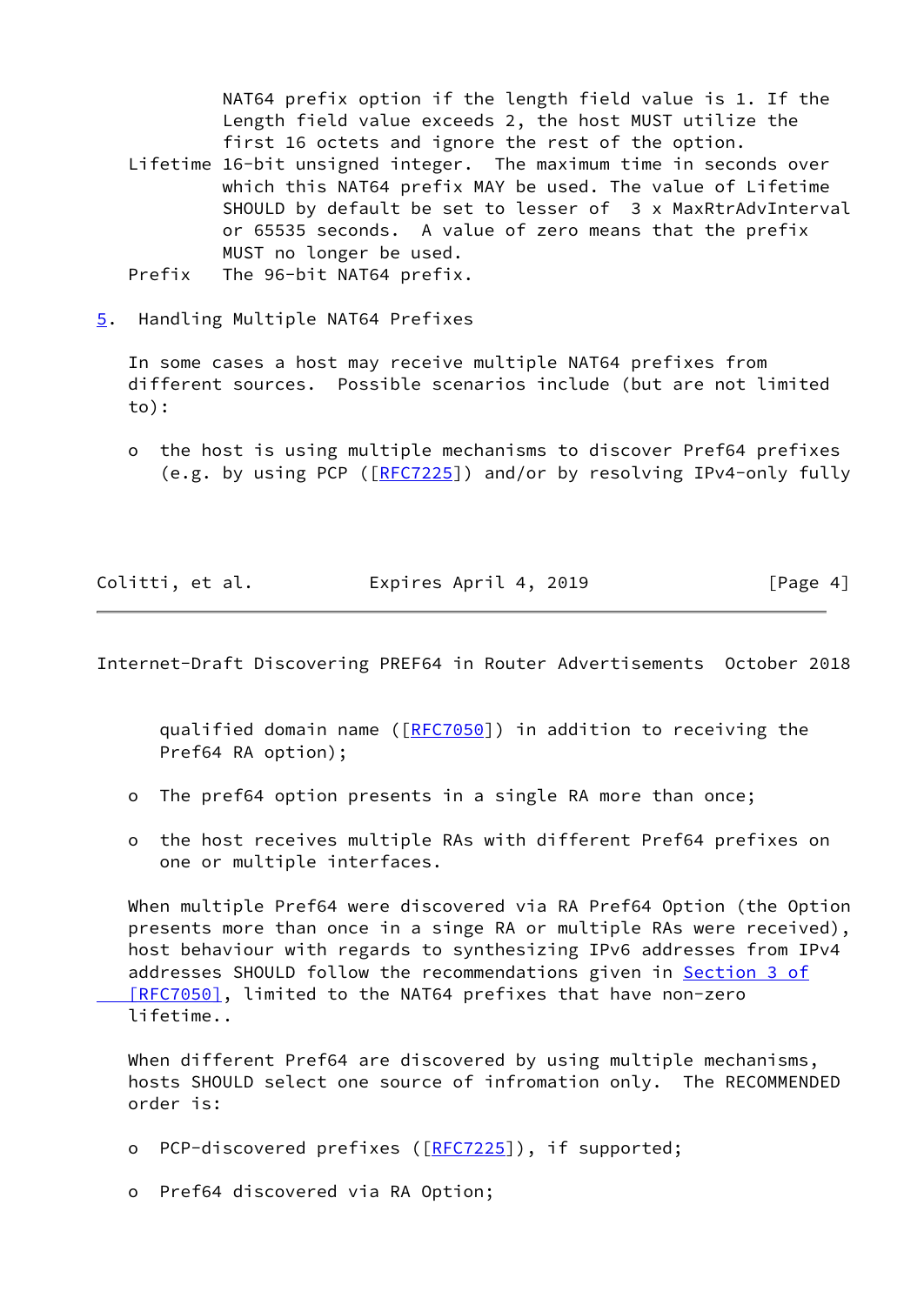NAT64 prefix option if the length field value is 1. If the Length field value exceeds 2, the host MUST utilize the first 16 octets and ignore the rest of the option.

Lifetime 16-bit unsigned integer. The maximum time in seconds over which this NAT64 prefix MAY be used. The value of Lifetime SHOULD by default be set to lesser of 3 x MaxRtrAdvInterval or 65535 seconds. A value of zero means that the prefix MUST no longer be used.

Prefix The 96-bit NAT64 prefix.

## 5. Handling Multiple NAT64 Prefixes

In some cases a host may receive multiple NAT64 prefixes from different sources. Possible scenarios include (but are not limited to):

- the host is using multiple mechanisms to discover Pref64 prefixes (e.g. by using PCP ([RFC7225]) and/or by resolving IPv4-only fully qualified domain name ([RFC7050]) in addition to receiving the Pref64 RA option);

- The pref64 option presents in a single RA more than once;

- the host receives multiple RAs with different Pref64 prefixes on one or multiple interfaces.

When multiple Pref64 were discovered via RA Pref64 Option (the Option presents more than once in a singe RA or multiple RAs were received), host behaviour with regards to synthesizing IPv6 addresses from IPv4 addresses SHOULD follow the recommendations given in Section 3 of [RFC7050], limited to the NAT64 prefixes that have non-zero lifetime..

When different Pref64 are discovered by using multiple mechanisms, hosts SHOULD select one source of infromation only. The RECOMMENDED order is:

- PCP-discovered prefixes ([RFC7225]), if supported;

- Pref64 discovered via RA Option;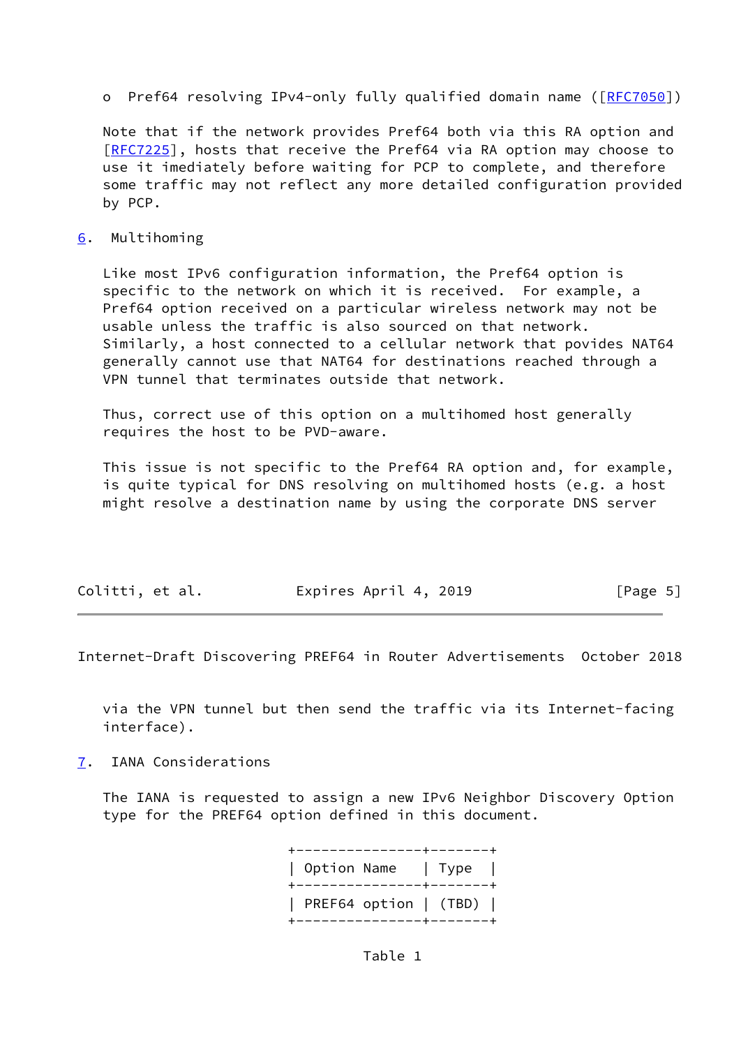o Pref64 resolving IPv4-only fully qualified domain name ([RFC7050])

Note that if the network provides Pref64 both via this RA option and [RFC7225], hosts that receive the Pref64 via RA option may choose to use it imediately before waiting for PCP to complete, and therefore some traffic may not reflect any more detailed configuration provided by PCP.

## 6. Multihoming

Like most IPv6 configuration information, the Pref64 option is specific to the network on which it is received. For example, a Pref64 option received on a particular wireless network may not be usable unless the traffic is also sourced on that network. Similarly, a host connected to a cellular network that povides NAT64 generally cannot use that NAT64 for destinations reached through a VPN tunnel that terminates outside that network.

Thus, correct use of this option on a multihomed host generally requires the host to be PVD-aware.

This issue is not specific to the Pref64 RA option and, for example, is quite typical for DNS resolving on multihomed hosts (e.g. a host might resolve a destination name by using the corporate DNS server via the VPN tunnel but then send the traffic via its Internet-facing interface).

## 7. IANA Considerations

The IANA is requested to assign a new IPv6 Neighbor Discovery Option type for the PREF64 option defined in this document.

| Option Name | Type |
|---|---|
| PREF64 option | (TBD) |

Table 1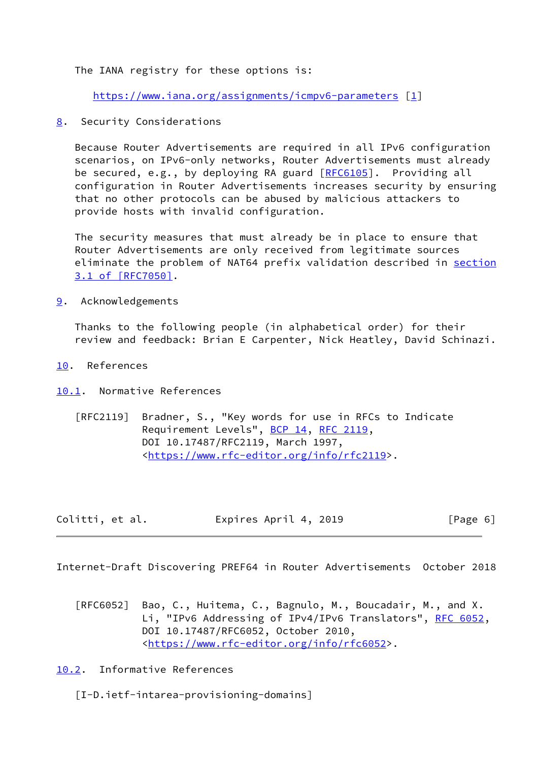The IANA registry for these options is:

https://www.iana.org/assignments/icmpv6-parameters [1]

## 8. Security Considerations

Because Router Advertisements are required in all IPv6 configuration scenarios, on IPv6-only networks, Router Advertisements must already be secured, e.g., by deploying RA guard [RFC6105]. Providing all configuration in Router Advertisements increases security by ensuring that no other protocols can be abused by malicious attackers to provide hosts with invalid configuration.

The security measures that must already be in place to ensure that Router Advertisements are only received from legitimate sources eliminate the problem of NAT64 prefix validation described in section 3.1 of [RFC7050].

## 9. Acknowledgements

Thanks to the following people (in alphabetical order) for their review and feedback: Brian E Carpenter, Nick Heatley, David Schinazi.

## 10. References

### 10.1. Normative References

[RFC2119] Bradner, S., "Key words for use in RFCs to Indicate Requirement Levels", BCP 14, RFC 2119, DOI 10.17487/RFC2119, March 1997, <https://www.rfc-editor.org/info/rfc2119>.

[RFC6052] Bao, C., Huitema, C., Bagnulo, M., Boucadair, M., and X. Li, "IPv6 Addressing of IPv4/IPv6 Translators", RFC 6052, DOI 10.17487/RFC6052, October 2010, <https://www.rfc-editor.org/info/rfc6052>.

### 10.2. Informative References

[I-D.ietf-intarea-provisioning-domains]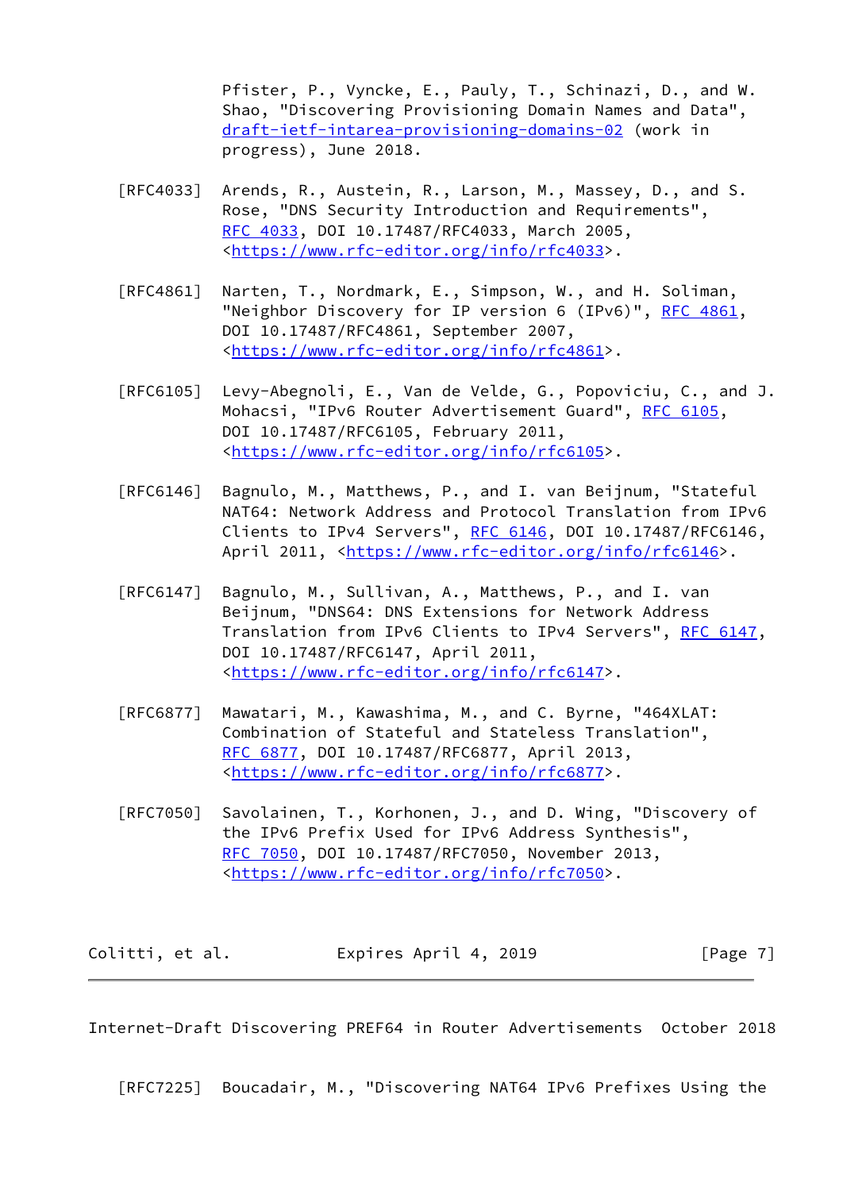Pfister, P., Vyncke, E., Pauly, T., Schinazi, D., and W. Shao, "Discovering Provisioning Domain Names and Data", draft-ietf-intarea-provisioning-domains-02 (work in progress), June 2018.

[RFC4033] Arends, R., Austein, R., Larson, M., Massey, D., and S. Rose, "DNS Security Introduction and Requirements", RFC 4033, DOI 10.17487/RFC4033, March 2005, <https://www.rfc-editor.org/info/rfc4033>.

[RFC4861] Narten, T., Nordmark, E., Simpson, W., and H. Soliman, "Neighbor Discovery for IP version 6 (IPv6)", RFC 4861, DOI 10.17487/RFC4861, September 2007, <https://www.rfc-editor.org/info/rfc4861>.

[RFC6105] Levy-Abegnoli, E., Van de Velde, G., Popoviciu, C., and J. Mohacsi, "IPv6 Router Advertisement Guard", RFC 6105, DOI 10.17487/RFC6105, February 2011, <https://www.rfc-editor.org/info/rfc6105>.

[RFC6146] Bagnulo, M., Matthews, P., and I. van Beijnum, "Stateful NAT64: Network Address and Protocol Translation from IPv6 Clients to IPv4 Servers", RFC 6146, DOI 10.17487/RFC6146, April 2011, <https://www.rfc-editor.org/info/rfc6146>.

[RFC6147] Bagnulo, M., Sullivan, A., Matthews, P., and I. van Beijnum, "DNS64: DNS Extensions for Network Address Translation from IPv6 Clients to IPv4 Servers", RFC 6147, DOI 10.17487/RFC6147, April 2011, <https://www.rfc-editor.org/info/rfc6147>.

[RFC6877] Mawatari, M., Kawashima, M., and C. Byrne, "464XLAT: Combination of Stateful and Stateless Translation", RFC 6877, DOI 10.17487/RFC6877, April 2013, <https://www.rfc-editor.org/info/rfc6877>.

[RFC7050] Savolainen, T., Korhonen, J., and D. Wing, "Discovery of the IPv6 Prefix Used for IPv6 Address Synthesis", RFC 7050, DOI 10.17487/RFC7050, November 2013, <https://www.rfc-editor.org/info/rfc7050>.

[RFC7225] Boucadair, M., "Discovering NAT64 IPv6 Prefixes Using the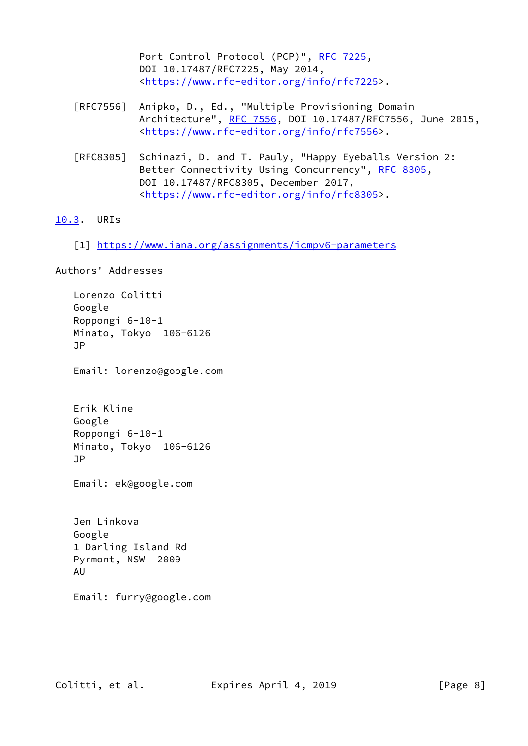Port Control Protocol (PCP)", RFC 7225, DOI 10.17487/RFC7225, May 2014, <https://www.rfc-editor.org/info/rfc7225>.

[RFC7556] Anipko, D., Ed., "Multiple Provisioning Domain Architecture", RFC 7556, DOI 10.17487/RFC7556, June 2015, <https://www.rfc-editor.org/info/rfc7556>.

[RFC8305] Schinazi, D. and T. Pauly, "Happy Eyeballs Version 2: Better Connectivity Using Concurrency", RFC 8305, DOI 10.17487/RFC8305, December 2017, <https://www.rfc-editor.org/info/rfc8305>.

### 10.3. URIs

[1] https://www.iana.org/assignments/icmpv6-parameters

## Authors' Addresses

Lorenzo Colitti
Google
Roppongi 6-10-1
Minato, Tokyo 106-6126
JP

Email: lorenzo@google.com

Erik Kline
Google
Roppongi 6-10-1
Minato, Tokyo 106-6126
JP

Email: ek@google.com

Jen Linkova
Google
1 Darling Island Rd
Pyrmont, NSW 2009
AU

Email: furry@google.com